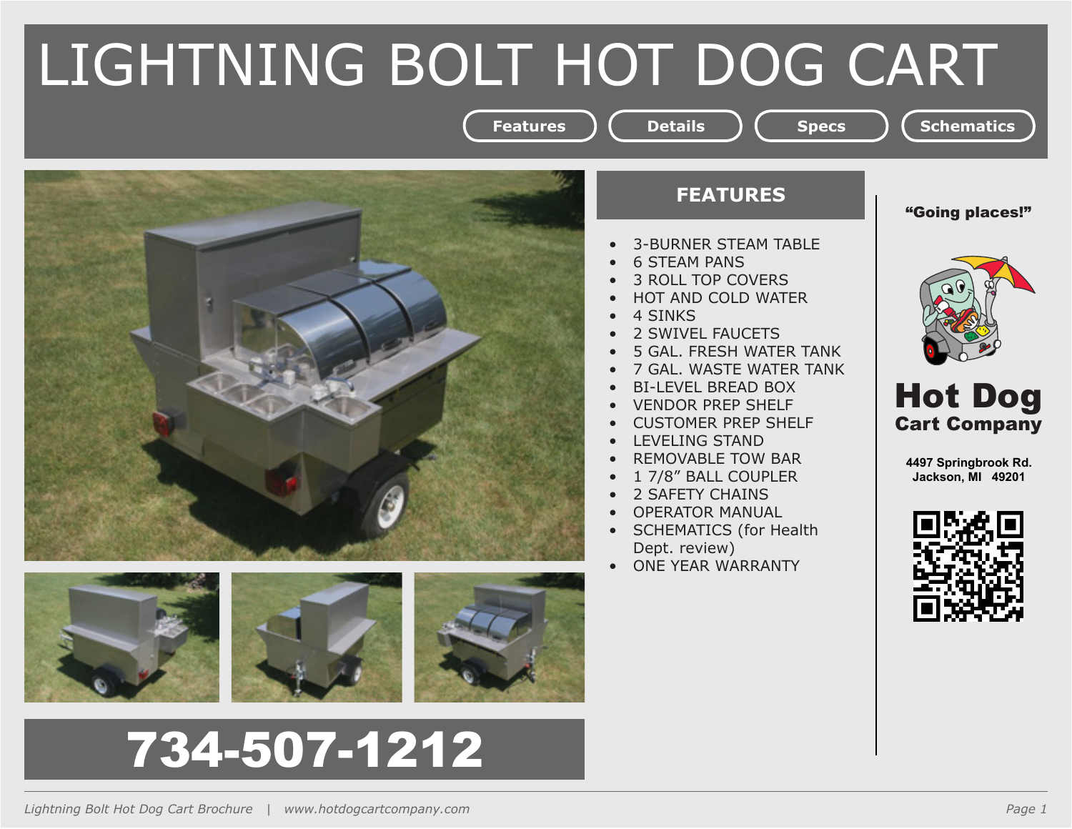# LIGHTNING BOLT HOT DOG CART

Features | Details | Specs | Schematics

## FEATURES

- 3-BURNER STEAM TABLE
- 6 STEAM PANS
- 3 ROLL TOP COVERS
- HOT AND COLD WATER
- 4 SINKS
- 2 SWIVEL FAUCETS
- 5 GAL. FRESH WATER TANK
- 7 GAL. WASTE WATER TANK
- BI-LEVEL BREAD BOX
- VENDOR PREP SHELF
- CUSTOMER PREP SHELF
- LEVELING STAND
- REMOVABLE TOW BAR
- 1 7/8" BALL COUPLER
- 2 SAFETY CHAINS
- OPERATOR MANUAL
- SCHEMATICS (for Health Dept. review)
- ONE YEAR WARRANTY

**"Going places!"**

**Hot Dog**
**Cart Company**

**4497 Springbrook Rd.**
**Jackson, MI 49201**

# 734-507-1212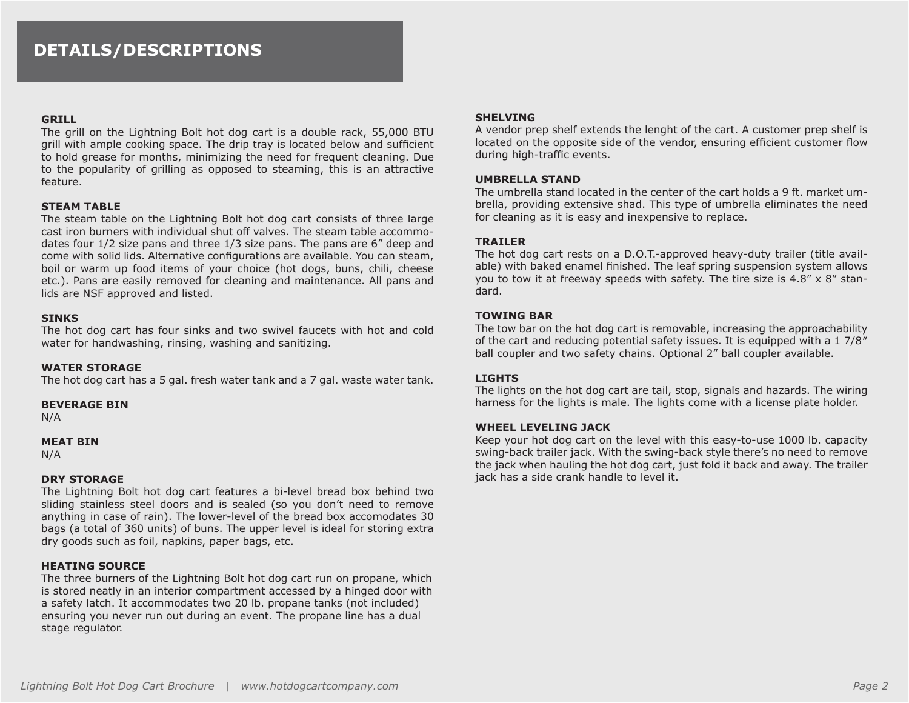# DETAILS/DESCRIPTIONS

**GRILL**
The grill on the Lightning Bolt hot dog cart is a double rack, 55,000 BTU grill with ample cooking space. The drip tray is located below and sufficient to hold grease for months, minimizing the need for frequent cleaning. Due to the popularity of grilling as opposed to steaming, this is an attractive feature.

**STEAM TABLE**
The steam table on the Lightning Bolt hot dog cart consists of three large cast iron burners with individual shut off valves. The steam table accommodates four 1/2 size pans and three 1/3 size pans. The pans are 6" deep and come with solid lids. Alternative configurations are available. You can steam, boil or warm up food items of your choice (hot dogs, buns, chili, cheese etc.). Pans are easily removed for cleaning and maintenance. All pans and lids are NSF approved and listed.

**SINKS**
The hot dog cart has four sinks and two swivel faucets with hot and cold water for handwashing, rinsing, washing and sanitizing.

**WATER STORAGE**
The hot dog cart has a 5 gal. fresh water tank and a 7 gal. waste water tank.

**BEVERAGE BIN**
N/A

**MEAT BIN**
N/A

**DRY STORAGE**
The Lightning Bolt hot dog cart features a bi-level bread box behind two sliding stainless steel doors and is sealed (so you don't need to remove anything in case of rain). The lower-level of the bread box accomodates 30 bags (a total of 360 units) of buns. The upper level is ideal for storing extra dry goods such as foil, napkins, paper bags, etc.

**HEATING SOURCE**
The three burners of the Lightning Bolt hot dog cart run on propane, which is stored neatly in an interior compartment accessed by a hinged door with a safety latch. It accommodates two 20 lb. propane tanks (not included) ensuring you never run out during an event. The propane line has a dual stage regulator.

**SHELVING**
A vendor prep shelf extends the lenght of the cart. A customer prep shelf is located on the opposite side of the vendor, ensuring efficient customer flow during high-traffic events.

**UMBRELLA STAND**
The umbrella stand located in the center of the cart holds a 9 ft. market umbrella, providing extensive shad. This type of umbrella eliminates the need for cleaning as it is easy and inexpensive to replace.

**TRAILER**
The hot dog cart rests on a D.O.T.-approved heavy-duty trailer (title available) with baked enamel finished. The leaf spring suspension system allows you to tow it at freeway speeds with safety. The tire size is 4.8" x 8" standard.

**TOWING BAR**
The tow bar on the hot dog cart is removable, increasing the approachability of the cart and reducing potential safety issues. It is equipped with a 1 7/8" ball coupler and two safety chains. Optional 2" ball coupler available.

**LIGHTS**
The lights on the hot dog cart are tail, stop, signals and hazards. The wiring harness for the lights is male. The lights come with a license plate holder.

**WHEEL LEVELING JACK**
Keep your hot dog cart on the level with this easy-to-use 1000 lb. capacity swing-back trailer jack. With the swing-back style there's no need to remove the jack when hauling the hot dog cart, just fold it back and away. The trailer jack has a side crank handle to level it.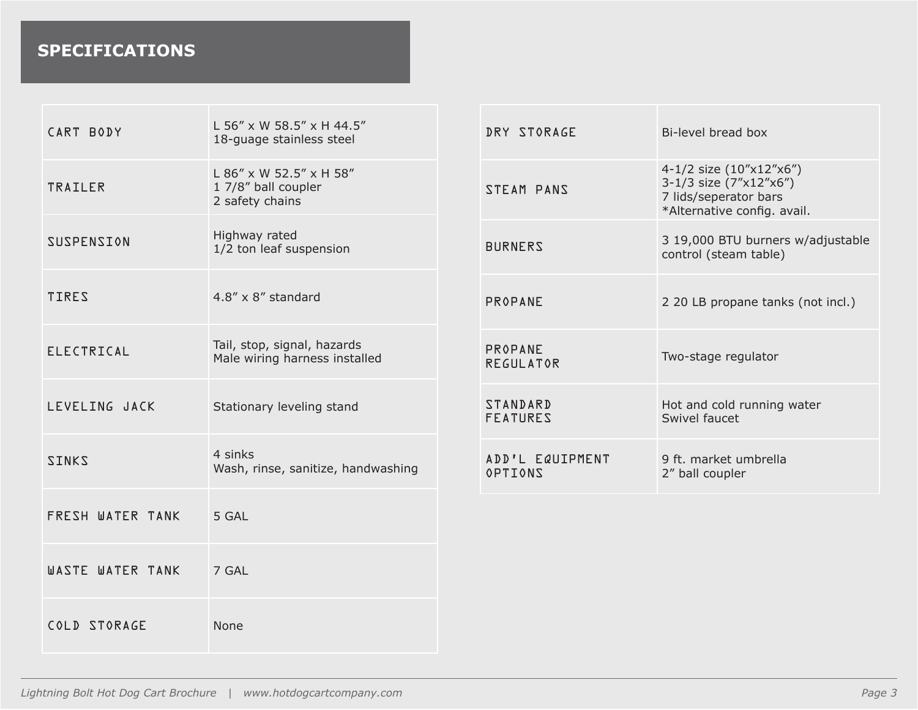# SPECIFICATIONS

| | |
|---|---|
| CART BODY | L 56″ x W 58.5″ x H 44.5″<br>18-guage stainless steel |
| TRAILER | L 86″ x W 52.5″ x H 58″<br>1 7/8″ ball coupler<br>2 safety chains |
| SUSPENSION | Highway rated<br>1/2 ton leaf suspension |
| TIRES | 4.8″ x 8″ standard |
| ELECTRICAL | Tail, stop, signal, hazards<br>Male wiring harness installed |
| LEVELING JACK | Stationary leveling stand |
| SINKS | 4 sinks<br>Wash, rinse, sanitize, handwashing |
| FRESH WATER TANK | 5 GAL |
| WASTE WATER TANK | 7 GAL |
| COLD STORAGE | None |

| | |
|---|---|
| DRY STORAGE | Bi-level bread box |
| STEAM PANS | 4-1/2 size (10″x12″x6″)<br>3-1/3 size (7″x12″x6″)<br>7 lids/seperator bars<br>*Alternative config. avail. |
| BURNERS | 3 19,000 BTU burners w/adjustable control (steam table) |
| PROPANE | 2 20 LB propane tanks (not incl.) |
| PROPANE REGULATOR | Two-stage regulator |
| STANDARD FEATURES | Hot and cold running water<br>Swivel faucet |
| ADD'L EQUIPMENT OPTIONS | 9 ft. market umbrella<br>2″ ball coupler |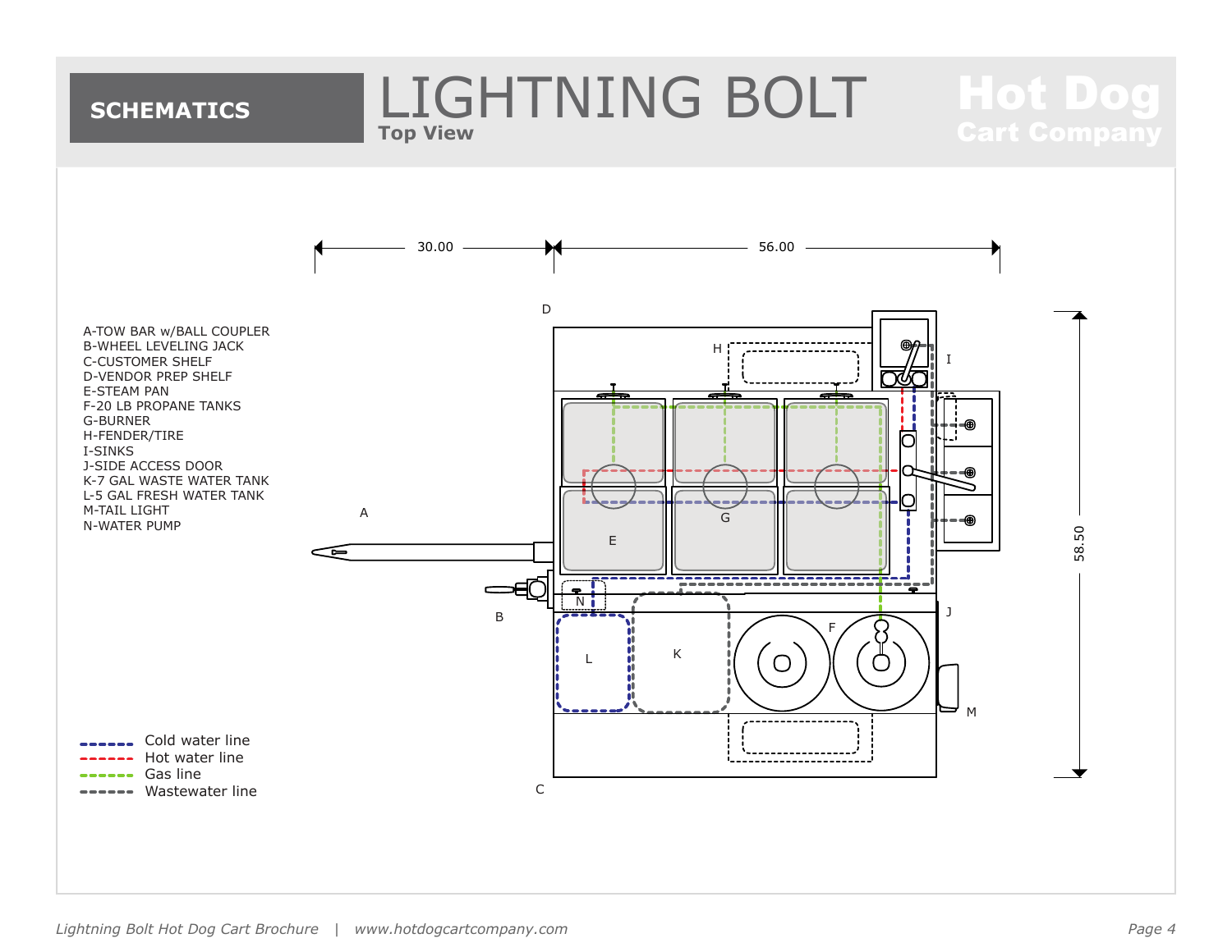# SCHEMATICS

# LIGHTNING BOLT

**Top View**

**Hot Dog Cart Company**

30.00 | 56.00 | 58.50

- A-TOW BAR w/BALL COUPLER
- B-WHEEL LEVELING JACK
- C-CUSTOMER SHELF
- D-VENDOR PREP SHELF
- E-STEAM PAN
- F-20 LB PROPANE TANKS
- G-BURNER
- H-FENDER/TIRE
- I-SINKS
- J-SIDE ACCESS DOOR
- K-7 GAL WASTE WATER TANK
- L-5 GAL FRESH WATER TANK
- M-TAIL LIGHT
- N-WATER PUMP

- Cold water line
- Hot water line
- Gas line
- Wastewater line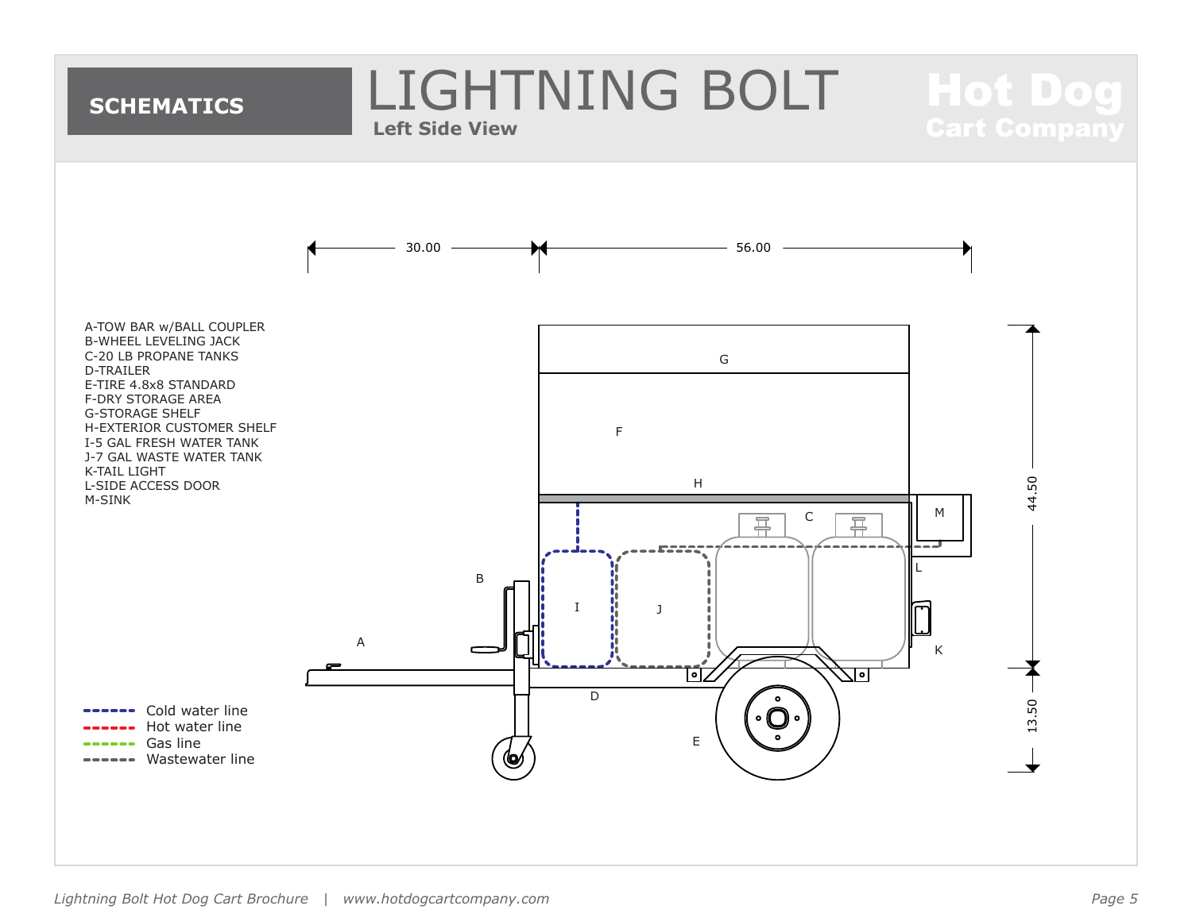# SCHEMATICS

# LIGHTNING BOLT

**Left Side View**

**Hot Dog Cart Company**

A-TOW BAR w/BALL COUPLER
B-WHEEL LEVELING JACK
C-20 LB PROPANE TANKS
D-TRAILER
E-TIRE 4.8x8 STANDARD
F-DRY STORAGE AREA
G-STORAGE SHELF
H-EXTERIOR CUSTOMER SHELF
I-5 GAL FRESH WATER TANK
J-7 GAL WASTE WATER TANK
K-TAIL LIGHT
L-SIDE ACCESS DOOR
M-SINK

30.00 | 56.00 | 44.50 | 13.50

- Cold water line
- Hot water line
- Gas line
- Wastewater line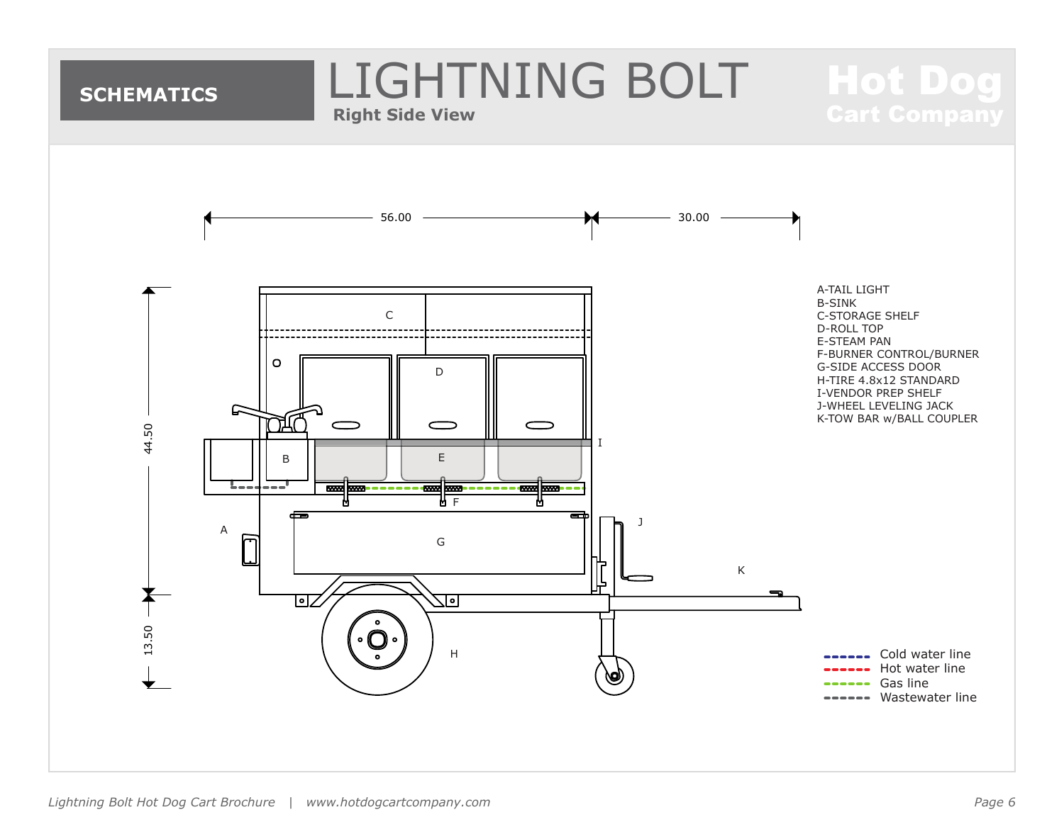# SCHEMATICS

# LIGHTNING BOLT

## Right Side View

Hot Dog Cart Company

56.00

30.00

44.50

13.50

A-TAIL LIGHT
B-SINK
C-STORAGE SHELF
D-ROLL TOP
E-STEAM PAN
F-BURNER CONTROL/BURNER
G-SIDE ACCESS DOOR
H-TIRE 4.8x12 STANDARD
I-VENDOR PREP SHELF
J-WHEEL LEVELING JACK
K-TOW BAR w/BALL COUPLER

Cold water line
Hot water line
Gas line
Wastewater line